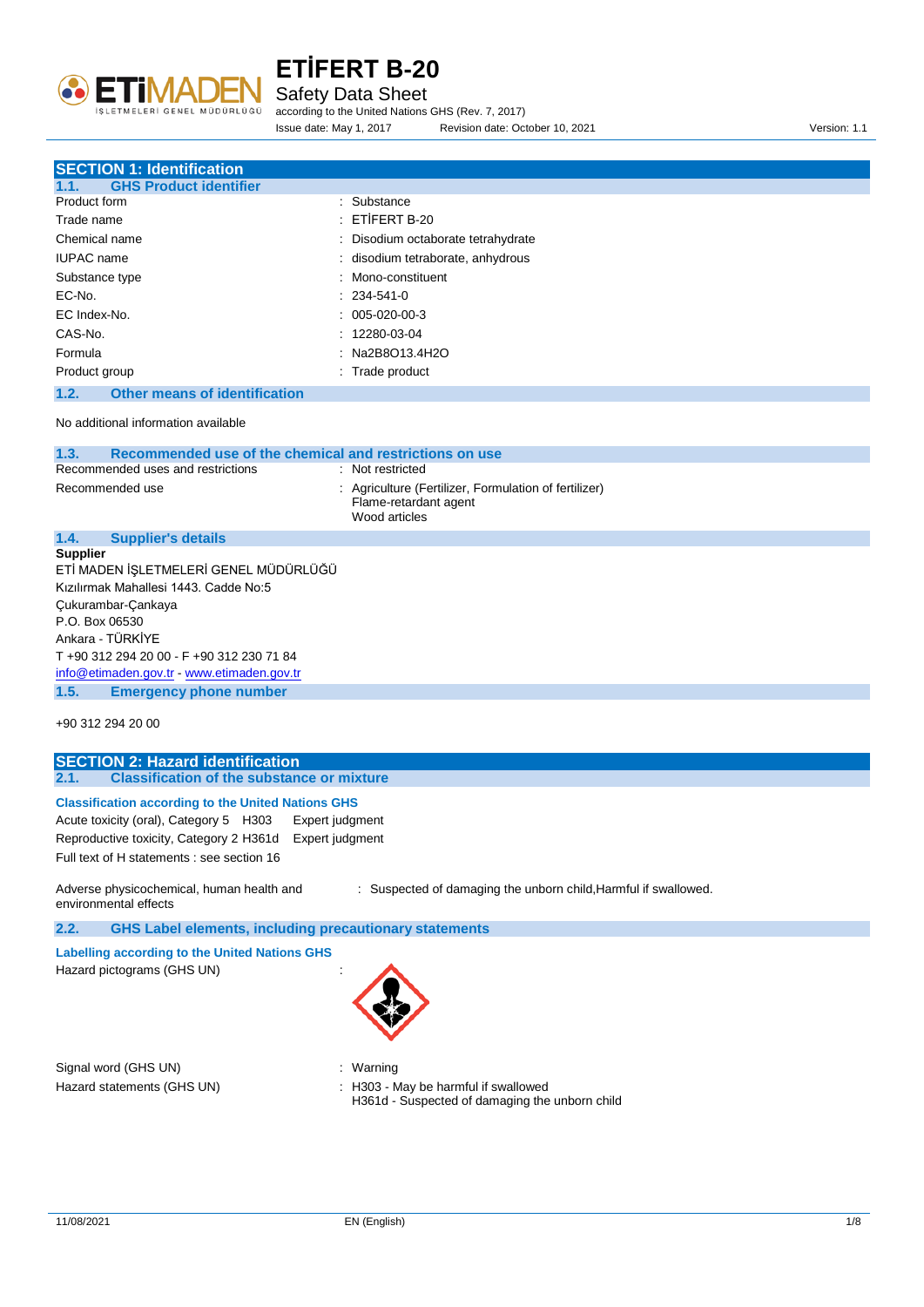# ETİFERT B-20

Safety Data Sheet

according to the United Nations GHS (Rev. 7, 2017)

Issue date: May 1, 2017 Revision date: October 10, 2021 Version: 1.1

## SECTION 1: Identification

### 1.1. GHS Product identifier

| | |
|---|---|
| Product form | : Substance |
| Trade name | : ETİFERT B-20 |
| Chemical name | : Disodium octaborate tetrahydrate |
| IUPAC name | : disodium tetraborate, anhydrous |
| Substance type | : Mono-constituent |
| EC-No. | : 234-541-0 |
| EC Index-No. | : 005-020-00-3 |
| CAS-No. | : 12280-03-04 |
| Formula | : $Na_2B_8O_{13}.4H_2O$ |
| Product group | : Trade product |

### 1.2. Other means of identification

No additional information available

### 1.3. Recommended use of the chemical and restrictions on use

| | |
|---|---|
| Recommended uses and restrictions | : Not restricted |
| Recommended use | : Agriculture (Fertilizer, Formulation of fertilizer)<br>Flame-retardant agent<br>Wood articles |

### 1.4. Supplier's details

**Supplier**

ETİ MADEN İŞLETMELERİ GENEL MÜDÜRLÜĞÜ
Kızılırmak Mahallesi 1443. Cadde No:5
Çukurambar-Çankaya
P.O. Box 06530
Ankara - TÜRKİYE
T +90 312 294 20 00 - F +90 312 230 71 84
info@etimaden.gov.tr - www.etimaden.gov.tr

### 1.5. Emergency phone number

+90 312 294 20 00

## SECTION 2: Hazard identification

### 2.1. Classification of the substance or mixture

**Classification according to the United Nations GHS**

| | | |
|---|---|---|
| Acute toxicity (oral), Category 5 | H303 | Expert judgment |
| Reproductive toxicity, Category 2 | H361d | Expert judgment |

Full text of H statements : see section 16

Adverse physicochemical, human health and environmental effects : Suspected of damaging the unborn child,Harmful if swallowed.

### 2.2. GHS Label elements, including precautionary statements

**Labelling according to the United Nations GHS**

Hazard pictograms (GHS UN) :

| | |
|---|---|
| Signal word (GHS UN) | : Warning |
| Hazard statements (GHS UN) | : H303 - May be harmful if swallowed<br>H361d - Suspected of damaging the unborn child |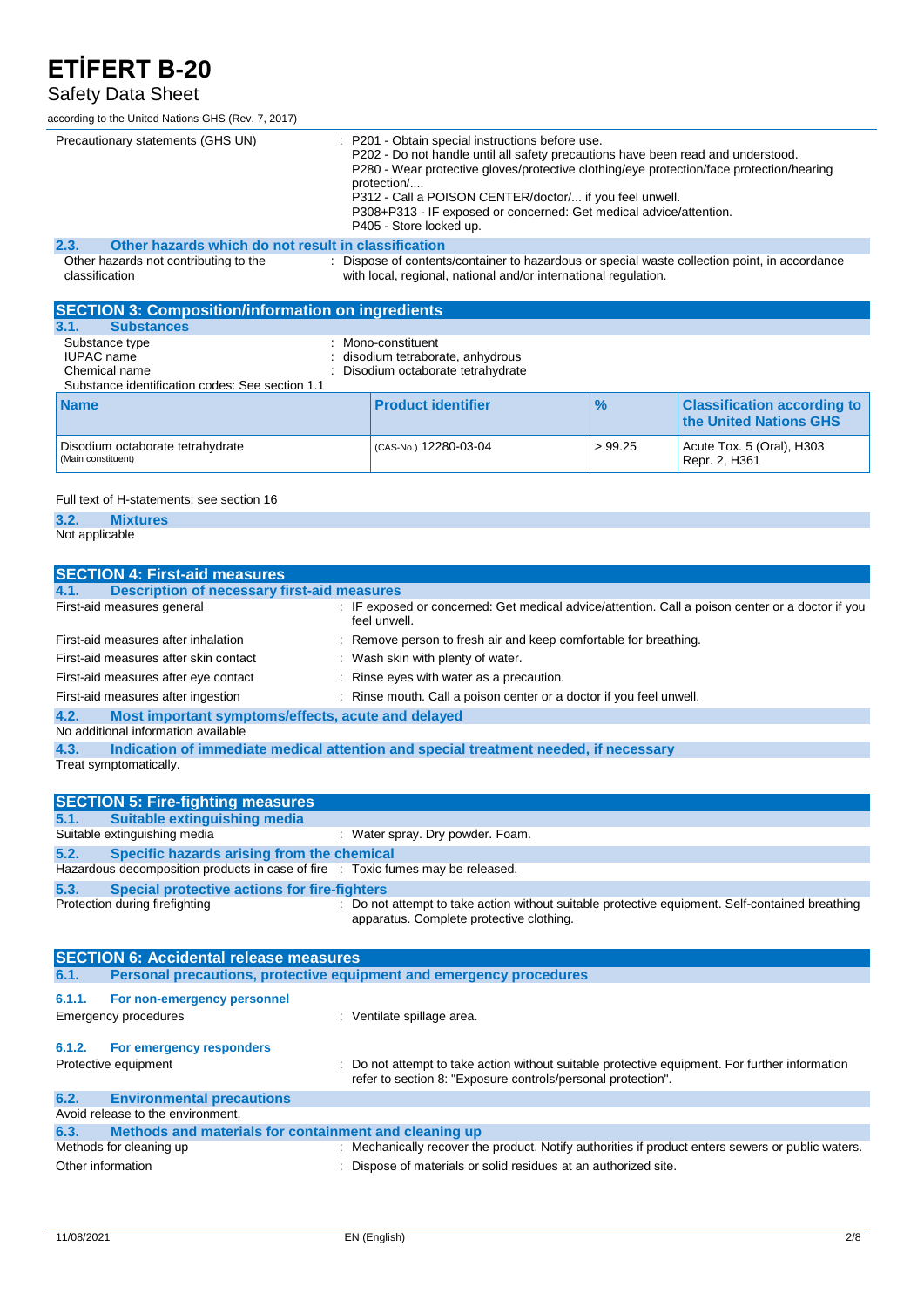| | |
|---|---|
| Precautionary statements (GHS UN) | : P201 - Obtain special instructions before use.<br>P202 - Do not handle until all safety precautions have been read and understood.<br>P280 - Wear protective gloves/protective clothing/eye protection/face protection/hearing protection/....<br>P312 - Call a POISON CENTER/doctor/... if you feel unwell.<br>P308+P313 - IF exposed or concerned: Get medical advice/attention.<br>P405 - Store locked up. |

### 2.3. Other hazards which do not result in classification

| | |
|---|---|
| Other hazards not contributing to the classification | : Dispose of contents/container to hazardous or special waste collection point, in accordance with local, regional, national and/or international regulation. |

## SECTION 3: Composition/information on ingredients

### 3.1. Substances

| | |
|---|---|
| Substance type | : Mono-constituent |
| IUPAC name | : disodium tetraborate, anhydrous |
| Chemical name | : Disodium octaborate tetrahydrate |

Substance identification codes: See section 1.1

| Name | Product identifier | % | Classification according to the United Nations GHS |
|---|---|---|---|
| Disodium octaborate tetrahydrate<br>(Main constituent) | (CAS-No.) 12280-03-04 | > 99.25 | Acute Tox. 5 (Oral), H303<br>Repr. 2, H361 |

Full text of H-statements: see section 16

### 3.2. Mixtures

Not applicable

## SECTION 4: First-aid measures

### 4.1. Description of necessary first-aid measures

| | |
|---|---|
| First-aid measures general | : IF exposed or concerned: Get medical advice/attention. Call a poison center or a doctor if you feel unwell. |
| First-aid measures after inhalation | : Remove person to fresh air and keep comfortable for breathing. |
| First-aid measures after skin contact | : Wash skin with plenty of water. |
| First-aid measures after eye contact | : Rinse eyes with water as a precaution. |
| First-aid measures after ingestion | : Rinse mouth. Call a poison center or a doctor if you feel unwell. |

### 4.2. Most important symptoms/effects, acute and delayed

No additional information available

### 4.3. Indication of immediate medical attention and special treatment needed, if necessary

Treat symptomatically.

## SECTION 5: Fire-fighting measures

### 5.1. Suitable extinguishing media

| | |
|---|---|
| Suitable extinguishing media | : Water spray. Dry powder. Foam. |

### 5.2. Specific hazards arising from the chemical

| | |
|---|---|
| Hazardous decomposition products in case of fire | : Toxic fumes may be released. |

### 5.3. Special protective actions for fire-fighters

| | |
|---|---|
| Protection during firefighting | : Do not attempt to take action without suitable protective equipment. Self-contained breathing apparatus. Complete protective clothing. |

## SECTION 6: Accidental release measures

### 6.1. Personal precautions, protective equipment and emergency procedures

#### 6.1.1. For non-emergency personnel

| | |
|---|---|
| Emergency procedures | : Ventilate spillage area. |

#### 6.1.2. For emergency responders

| | |
|---|---|
| Protective equipment | : Do not attempt to take action without suitable protective equipment. For further information refer to section 8: "Exposure controls/personal protection". |

### 6.2. Environmental precautions

Avoid release to the environment.

### 6.3. Methods and materials for containment and cleaning up

| | |
|---|---|
| Methods for cleaning up | : Mechanically recover the product. Notify authorities if product enters sewers or public waters. |
| Other information | : Dispose of materials or solid residues at an authorized site. |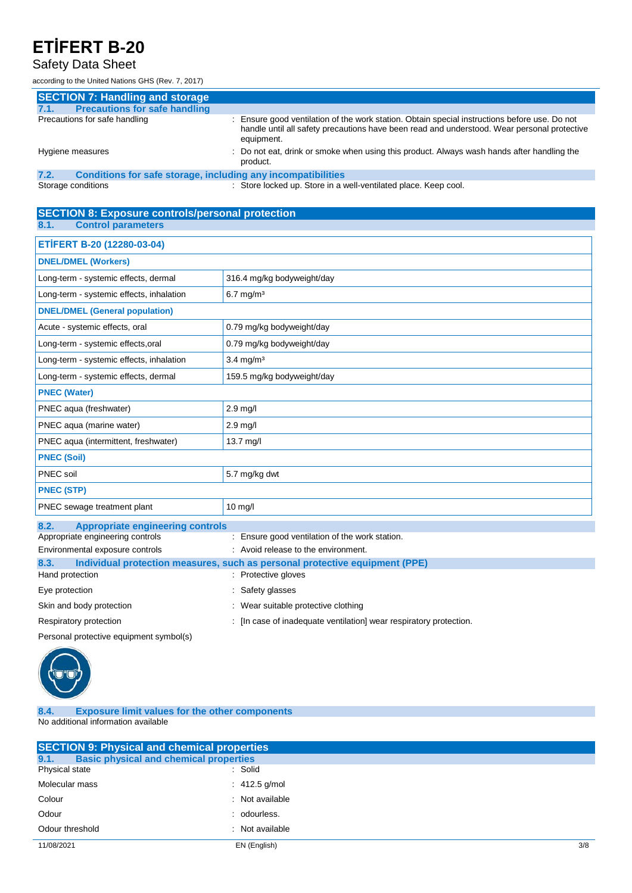## SECTION 7: Handling and storage

### 7.1. Precautions for safe handling

Precautions for safe handling : Ensure good ventilation of the work station. Obtain special instructions before use. Do not handle until all safety precautions have been read and understood. Wear personal protective equipment.

Hygiene measures : Do not eat, drink or smoke when using this product. Always wash hands after handling the product.

### 7.2. Conditions for safe storage, including any incompatibilities

Storage conditions : Store locked up. Store in a well-ventilated place. Keep cool.

## SECTION 8: Exposure controls/personal protection

### 8.1. Control parameters

| ETİFERT B-20 (12280-03-04) | |
|---|---|
| **DNEL/DMEL (Workers)** | |
| Long-term - systemic effects, dermal | 316.4 mg/kg bodyweight/day |
| Long-term - systemic effects, inhalation | 6.7 mg/m³ |
| **DNEL/DMEL (General population)** | |
| Acute - systemic effects, oral | 0.79 mg/kg bodyweight/day |
| Long-term - systemic effects,oral | 0.79 mg/kg bodyweight/day |
| Long-term - systemic effects, inhalation | 3.4 mg/m³ |
| Long-term - systemic effects, dermal | 159.5 mg/kg bodyweight/day |
| **PNEC (Water)** | |
| PNEC aqua (freshwater) | 2.9 mg/l |
| PNEC aqua (marine water) | 2.9 mg/l |
| PNEC aqua (intermittent, freshwater) | 13.7 mg/l |
| **PNEC (Soil)** | |
| PNEC soil | 5.7 mg/kg dwt |
| **PNEC (STP)** | |
| PNEC sewage treatment plant | 10 mg/l |

### 8.2. Appropriate engineering controls

Appropriate engineering controls : Ensure good ventilation of the work station.

Environmental exposure controls : Avoid release to the environment.

### 8.3. Individual protection measures, such as personal protective equipment (PPE)

Hand protection : Protective gloves

Eye protection : Safety glasses

Skin and body protection : Wear suitable protective clothing

Respiratory protection : [In case of inadequate ventilation] wear respiratory protection.

Personal protective equipment symbol(s)

### 8.4. Exposure limit values for the other components

No additional information available

## SECTION 9: Physical and chemical properties

### 9.1. Basic physical and chemical properties

Physical state : Solid

Molecular mass : 412.5 g/mol

Colour : Not available

Odour : odourless.

Odour threshold : Not available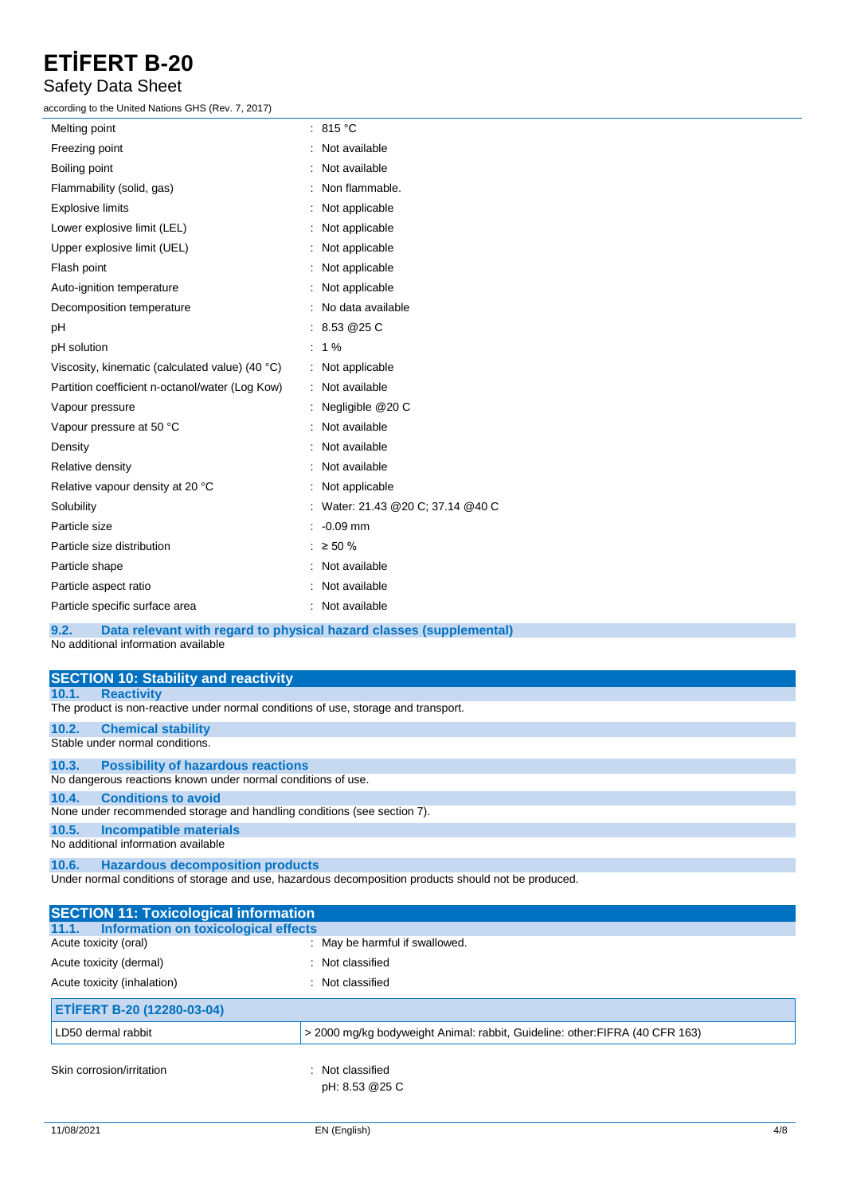| | |
|---|---|
| Melting point | : 815 °C |
| Freezing point | : Not available |
| Boiling point | : Not available |
| Flammability (solid, gas) | : Non flammable. |
| Explosive limits | : Not applicable |
| Lower explosive limit (LEL) | : Not applicable |
| Upper explosive limit (UEL) | : Not applicable |
| Flash point | : Not applicable |
| Auto-ignition temperature | : Not applicable |
| Decomposition temperature | : No data available |
| pH | : 8.53 @25 C |
| pH solution | : 1 % |
| Viscosity, kinematic (calculated value) (40 °C) | : Not applicable |
| Partition coefficient n-octanol/water (Log Kow) | : Not available |
| Vapour pressure | : Negligible @20 C |
| Vapour pressure at 50 °C | : Not available |
| Density | : Not available |
| Relative density | : Not available |
| Relative vapour density at 20 °C | : Not applicable |
| Solubility | : Water: 21.43 @20 C; 37.14 @40 C |
| Particle size | : -0.09 mm |
| Particle size distribution | : ≥ 50 % |
| Particle shape | : Not available |
| Particle aspect ratio | : Not available |
| Particle specific surface area | : Not available |

### 9.2. Data relevant with regard to physical hazard classes (supplemental)

No additional information available

## SECTION 10: Stability and reactivity

### 10.1. Reactivity

The product is non-reactive under normal conditions of use, storage and transport.

### 10.2. Chemical stability

Stable under normal conditions.

### 10.3. Possibility of hazardous reactions

No dangerous reactions known under normal conditions of use.

### 10.4. Conditions to avoid

None under recommended storage and handling conditions (see section 7).

### 10.5. Incompatible materials

No additional information available

### 10.6. Hazardous decomposition products

Under normal conditions of storage and use, hazardous decomposition products should not be produced.

## SECTION 11: Toxicological information

### 11.1. Information on toxicological effects

| | |
|---|---|
| Acute toxicity (oral) | : May be harmful if swallowed. |
| Acute toxicity (dermal) | : Not classified |
| Acute toxicity (inhalation) | : Not classified |

| ETİFERT B-20 (12280-03-04) | |
|---|---|
| LD50 dermal rabbit | > 2000 mg/kg bodyweight Animal: rabbit, Guideline: other:FIFRA (40 CFR 163) |

| | |
|---|---|
| Skin corrosion/irritation | : Not classified<br>pH: 8.53 @25 C |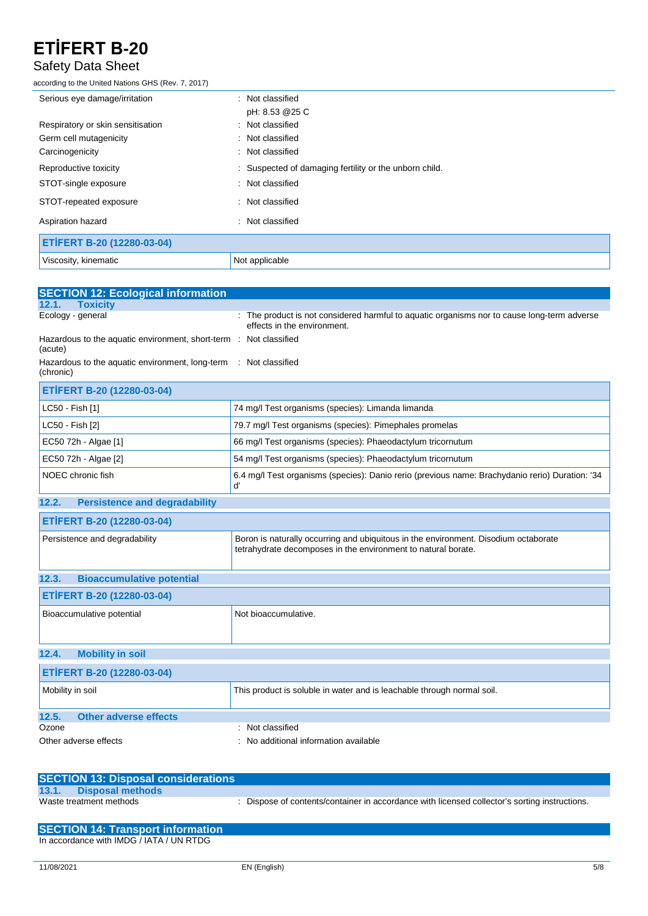| | |
|---|---|
| Serious eye damage/irritation | : Not classified<br>pH: 8.53 @25 C |
| Respiratory or skin sensitisation | : Not classified |
| Germ cell mutagenicity | : Not classified |
| Carcinogenicity | : Not classified |
| Reproductive toxicity | : Suspected of damaging fertility or the unborn child. |
| STOT-single exposure | : Not classified |
| STOT-repeated exposure | : Not classified |
| Aspiration hazard | : Not classified |

| ETİFERT B-20 (12280-03-04) | |
|---|---|
| Viscosity, kinematic | Not applicable |

## SECTION 12: Ecological information

### 12.1. Toxicity

| | |
|---|---|
| Ecology - general | : The product is not considered harmful to aquatic organisms nor to cause long-term adverse effects in the environment. |
| Hazardous to the aquatic environment, short-term (acute) | : Not classified |
| Hazardous to the aquatic environment, long-term (chronic) | : Not classified |

| ETİFERT B-20 (12280-03-04) | |
|---|---|
| LC50 - Fish [1] | 74 mg/l Test organisms (species): Limanda limanda |
| LC50 - Fish [2] | 79.7 mg/l Test organisms (species): Pimephales promelas |
| EC50 72h - Algae [1] | 66 mg/l Test organisms (species): Phaeodactylum tricornutum |
| EC50 72h - Algae [2] | 54 mg/l Test organisms (species): Phaeodactylum tricornutum |
| NOEC chronic fish | 6.4 mg/l Test organisms (species): Danio rerio (previous name: Brachydanio rerio) Duration: '34 d' |

### 12.2. Persistence and degradability

| ETİFERT B-20 (12280-03-04) | |
|---|---|
| Persistence and degradability | Boron is naturally occurring and ubiquitous in the environment. Disodium octaborate tetrahydrate decomposes in the environment to natural borate. |

### 12.3. Bioaccumulative potential

| ETİFERT B-20 (12280-03-04) | |
|---|---|
| Bioaccumulative potential | Not bioaccumulative. |

### 12.4. Mobility in soil

| ETİFERT B-20 (12280-03-04) | |
|---|---|
| Mobility in soil | This product is soluble in water and is leachable through normal soil. |

### 12.5. Other adverse effects

| | |
|---|---|
| Ozone | : Not classified |
| Other adverse effects | : No additional information available |

## SECTION 13: Disposal considerations

### 13.1. Disposal methods

| | |
|---|---|
| Waste treatment methods | : Dispose of contents/container in accordance with licensed collector's sorting instructions. |

## SECTION 14: Transport information

In accordance with IMDG / IATA / UN RTDG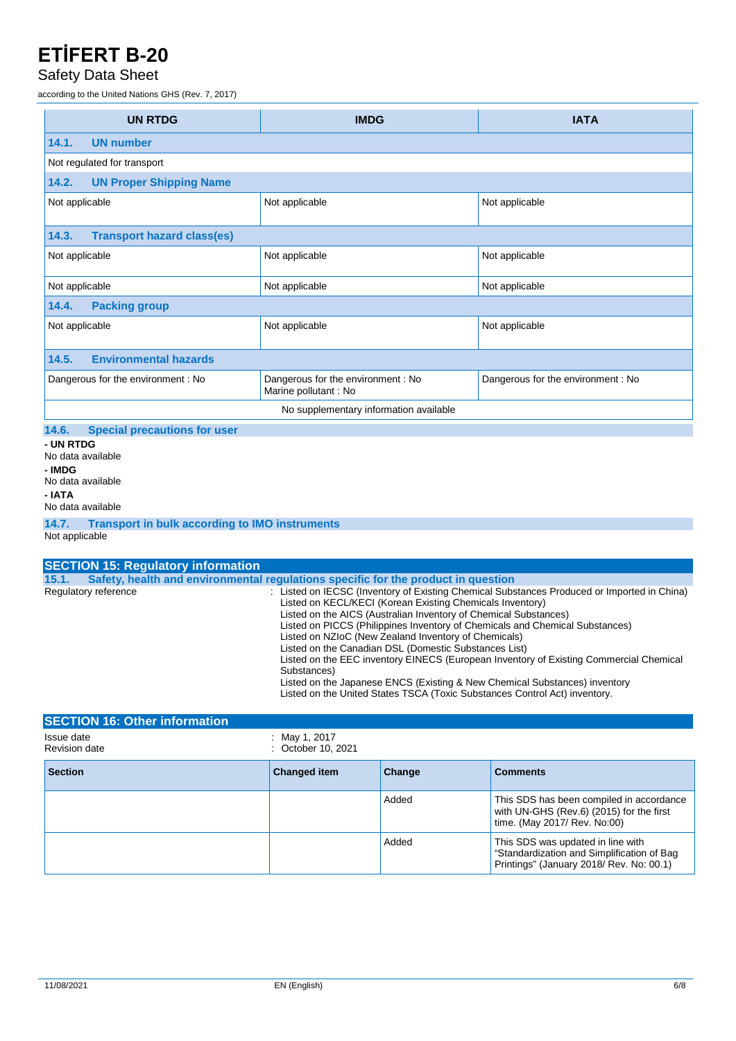| UN RTDG | IMDG | IATA |
|---|---|---|
| **14.1. UN number** | | |
| Not regulated for transport | | |
| **14.2. UN Proper Shipping Name** | | |
| Not applicable | Not applicable | Not applicable |
| **14.3. Transport hazard class(es)** | | |
| Not applicable | Not applicable | Not applicable |
| Not applicable | Not applicable | Not applicable |
| **14.4. Packing group** | | |
| Not applicable | Not applicable | Not applicable |
| **14.5. Environmental hazards** | | |
| Dangerous for the environment : No | Dangerous for the environment : No<br>Marine pollutant : No | Dangerous for the environment : No |
| No supplementary information available | | |

### 14.6. Special precautions for user

**- UN RTDG**

No data available

**- IMDG**

No data available

**- IATA**

No data available

### 14.7. Transport in bulk according to IMO instruments

Not applicable

## SECTION 15: Regulatory information

### 15.1. Safety, health and environmental regulations specific for the product in question

Regulatory reference : Listed on IECSC (Inventory of Existing Chemical Substances Produced or Imported in China)
Listed on KECL/KECI (Korean Existing Chemicals Inventory)
Listed on the AICS (Australian Inventory of Chemical Substances)
Listed on PICCS (Philippines Inventory of Chemicals and Chemical Substances)
Listed on NZIoC (New Zealand Inventory of Chemicals)
Listed on the Canadian DSL (Domestic Substances List)
Listed on the EEC inventory EINECS (European Inventory of Existing Commercial Chemical Substances)
Listed on the Japanese ENCS (Existing & New Chemical Substances) inventory
Listed on the United States TSCA (Toxic Substances Control Act) inventory.

## SECTION 16: Other information

Issue date : May 1, 2017

Revision date : October 10, 2021

| Section | Changed item | Change | Comments |
|---|---|---|---|
| | | Added | This SDS has been compiled in accordance with UN-GHS (Rev.6) (2015) for the first time. (May 2017/ Rev. No:00) |
| | | Added | This SDS was updated in line with “Standardization and Simplification of Bag Printings” (January 2018/ Rev. No: 00.1) |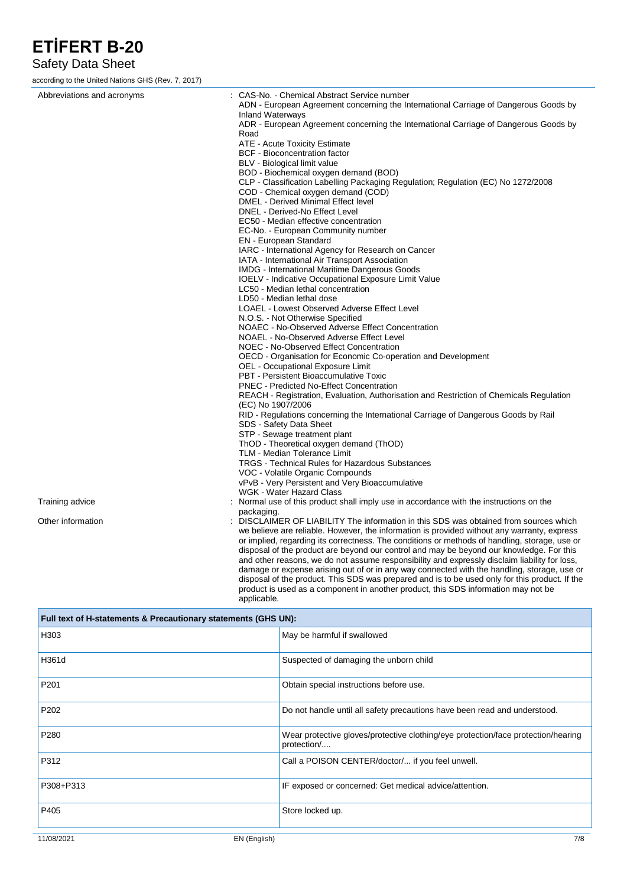Abbreviations and acronyms : CAS-No. - Chemical Abstract Service number
ADN - European Agreement concerning the International Carriage of Dangerous Goods by Inland Waterways
ADR - European Agreement concerning the International Carriage of Dangerous Goods by Road
ATE - Acute Toxicity Estimate
BCF - Bioconcentration factor
BLV - Biological limit value
BOD - Biochemical oxygen demand (BOD)
CLP - Classification Labelling Packaging Regulation; Regulation (EC) No 1272/2008
COD - Chemical oxygen demand (COD)
DMEL - Derived Minimal Effect level
DNEL - Derived-No Effect Level
EC50 - Median effective concentration
EC-No. - European Community number
EN - European Standard
IARC - International Agency for Research on Cancer
IATA - International Air Transport Association
IMDG - International Maritime Dangerous Goods
IOELV - Indicative Occupational Exposure Limit Value
LC50 - Median lethal concentration
LD50 - Median lethal dose
LOAEL - Lowest Observed Adverse Effect Level
N.O.S. - Not Otherwise Specified
NOAEC - No-Observed Adverse Effect Concentration
NOAEL - No-Observed Adverse Effect Level
NOEC - No-Observed Effect Concentration
OECD - Organisation for Economic Co-operation and Development
OEL - Occupational Exposure Limit
PBT - Persistent Bioaccumulative Toxic
PNEC - Predicted No-Effect Concentration
REACH - Registration, Evaluation, Authorisation and Restriction of Chemicals Regulation (EC) No 1907/2006
RID - Regulations concerning the International Carriage of Dangerous Goods by Rail
SDS - Safety Data Sheet
STP - Sewage treatment plant
ThOD - Theoretical oxygen demand (ThOD)
TLM - Median Tolerance Limit
TRGS - Technical Rules for Hazardous Substances
VOC - Volatile Organic Compounds
vPvB - Very Persistent and Very Bioaccumulative
WGK - Water Hazard Class

Training advice : Normal use of this product shall imply use in accordance with the instructions on the packaging.

Other information : DISCLAIMER OF LIABILITY The information in this SDS was obtained from sources which we believe are reliable. However, the information is provided without any warranty, express or implied, regarding its correctness. The conditions or methods of handling, storage, use or disposal of the product are beyond our control and may be beyond our knowledge. For this and other reasons, we do not assume responsibility and expressly disclaim liability for loss, damage or expense arising out of or in any way connected with the handling, storage, use or disposal of the product. This SDS was prepared and is to be used only for this product. If the product is used as a component in another product, this SDS information may not be applicable.

| Full text of H-statements & Precautionary statements (GHS UN): | |
|---|---|
| H303 | May be harmful if swallowed |
| H361d | Suspected of damaging the unborn child |
| P201 | Obtain special instructions before use. |
| P202 | Do not handle until all safety precautions have been read and understood. |
| P280 | Wear protective gloves/protective clothing/eye protection/face protection/hearing protection/.... |
| P312 | Call a POISON CENTER/doctor/... if you feel unwell. |
| P308+P313 | IF exposed or concerned: Get medical advice/attention. |
| P405 | Store locked up. |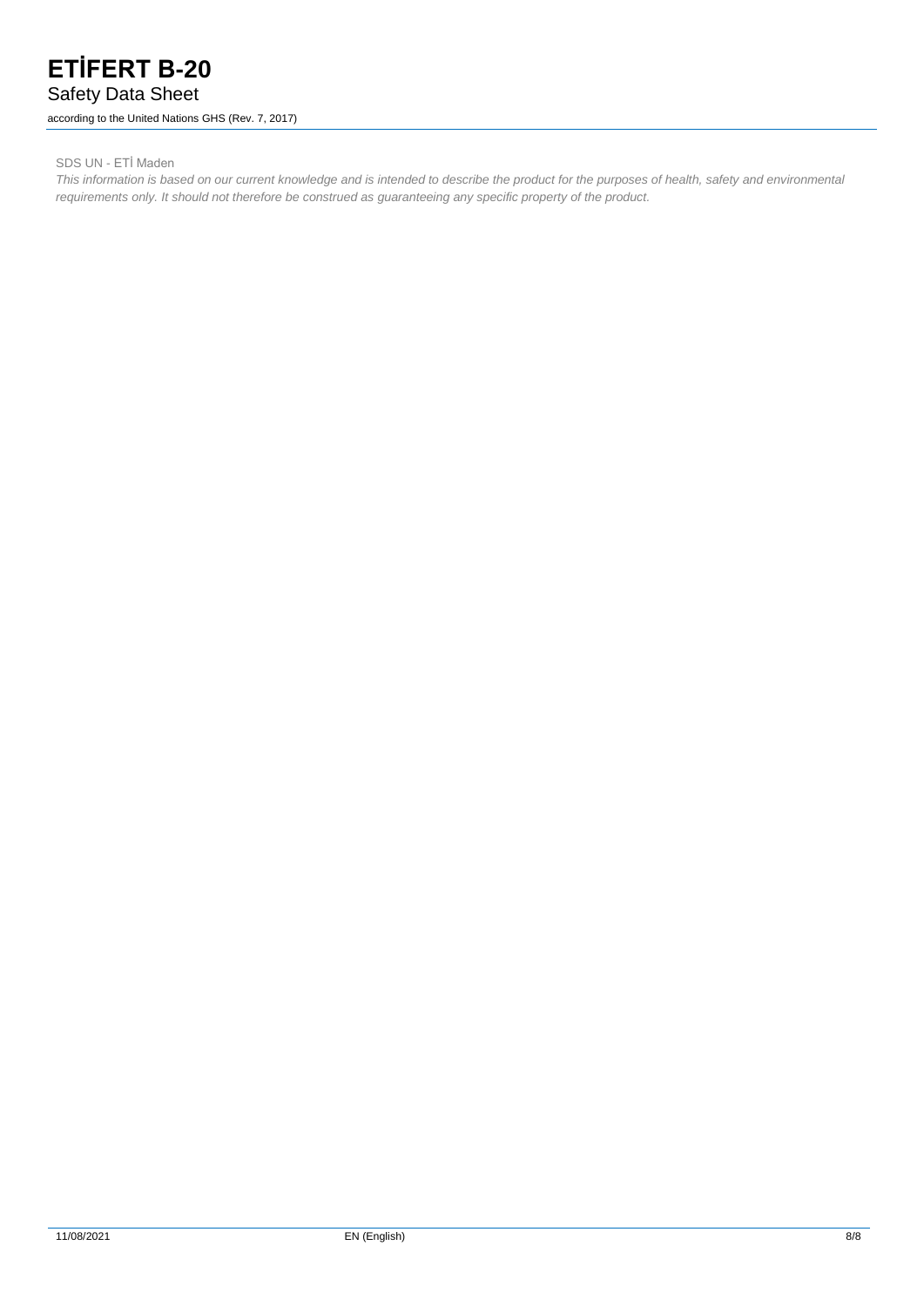SDS UN - ETİ Maden

*This information is based on our current knowledge and is intended to describe the product for the purposes of health, safety and environmental requirements only. It should not therefore be construed as guaranteeing any specific property of the product.*